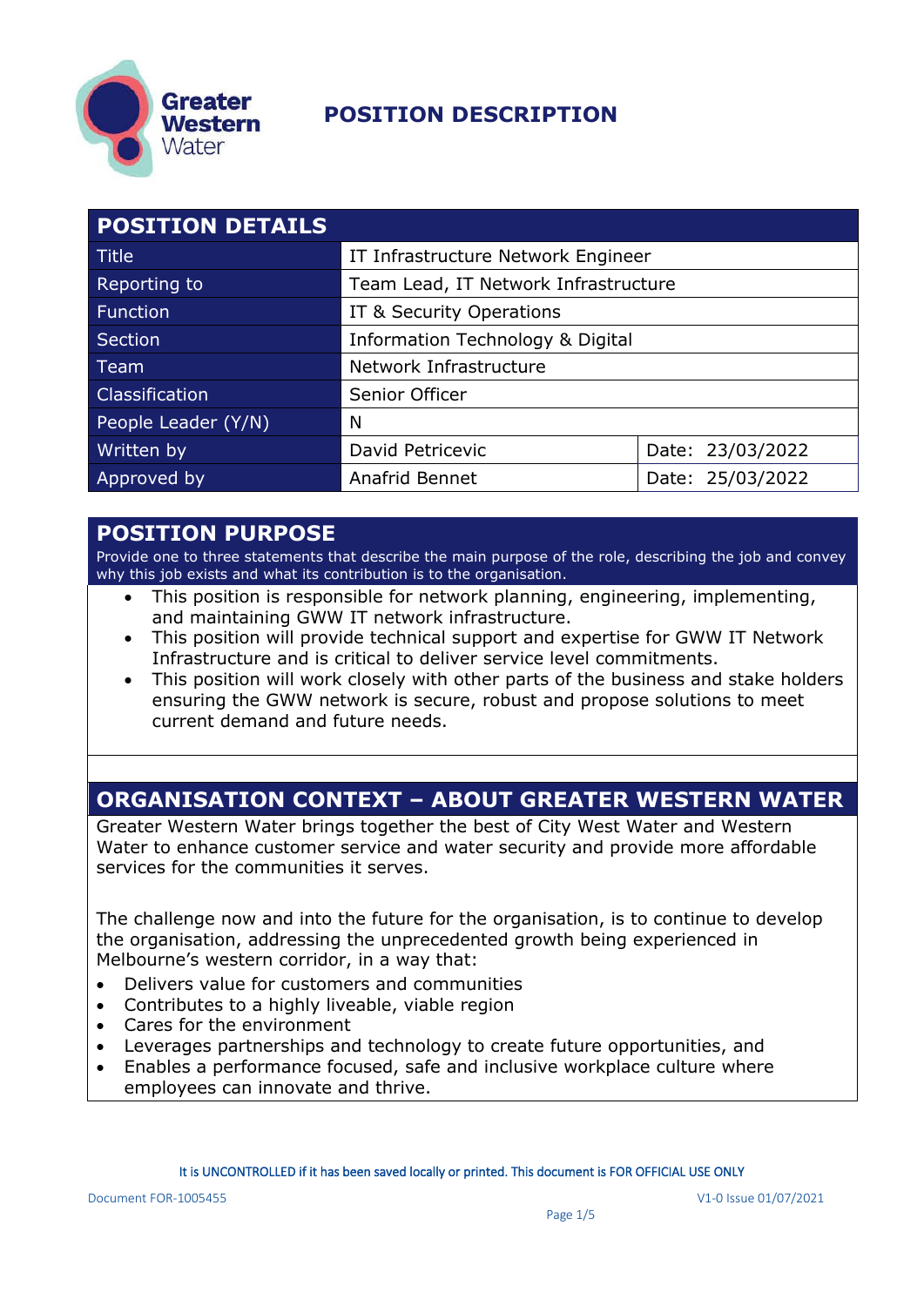Greater Western Water

# POSITION DESCRIPTION

| POSITION DETAILS | | |
|---|---|---|
| Title | IT Infrastructure Network Engineer | |
| Reporting to | Team Lead, IT Network Infrastructure | |
| Function | IT & Security Operations | |
| Section | Information Technology & Digital | |
| Team | Network Infrastructure | |
| Classification | Senior Officer | |
| People Leader (Y/N) | N | |
| Written by | David Petricevic | Date: 23/03/2022 |
| Approved by | Anafrid Bennet | Date: 25/03/2022 |

## POSITION PURPOSE

Provide one to three statements that describe the main purpose of the role, describing the job and convey why this job exists and what its contribution is to the organisation.

- This position is responsible for network planning, engineering, implementing, and maintaining GWW IT network infrastructure.
- This position will provide technical support and expertise for GWW IT Network Infrastructure and is critical to deliver service level commitments.
- This position will work closely with other parts of the business and stake holders ensuring the GWW network is secure, robust and propose solutions to meet current demand and future needs.

## ORGANISATION CONTEXT – ABOUT GREATER WESTERN WATER

Greater Western Water brings together the best of City West Water and Western Water to enhance customer service and water security and provide more affordable services for the communities it serves.

The challenge now and into the future for the organisation, is to continue to develop the organisation, addressing the unprecedented growth being experienced in Melbourne's western corridor, in a way that:

- Delivers value for customers and communities
- Contributes to a highly liveable, viable region
- Cares for the environment
- Leverages partnerships and technology to create future opportunities, and
- Enables a performance focused, safe and inclusive workplace culture where employees can innovate and thrive.

It is UNCONTROLLED if it has been saved locally or printed. This document is FOR OFFICIAL USE ONLY

Document FOR-1005455 V1-0 Issue 01/07/2021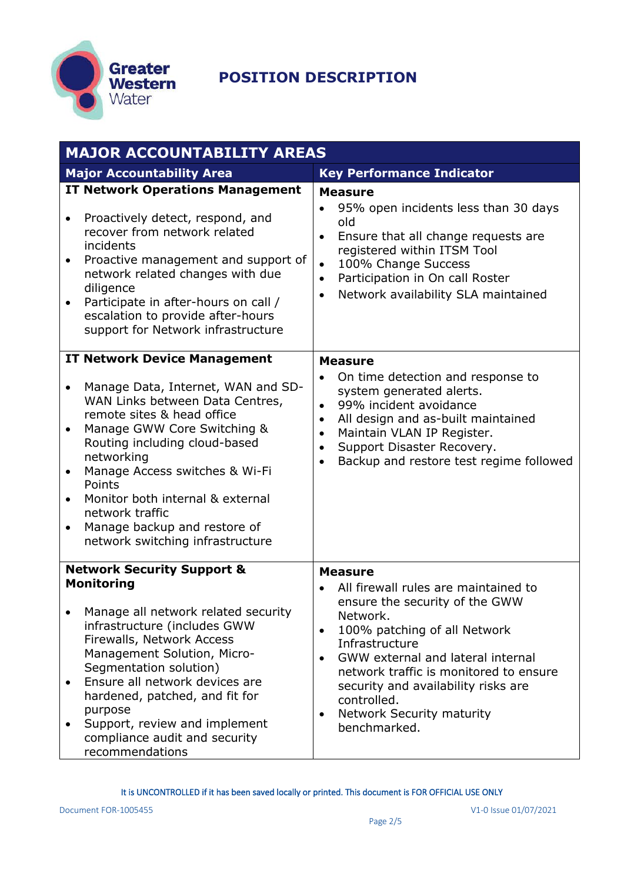# POSITION DESCRIPTION

## MAJOR ACCOUNTABILITY AREAS

| Major Accountability Area | Key Performance Indicator |
|---|---|
| **IT Network Operations Management**<br><br>• Proactively detect, respond, and recover from network related incidents<br>• Proactive management and support of network related changes with due diligence<br>• Participate in after-hours on call / escalation to provide after-hours support for Network infrastructure | **Measure**<br>• 95% open incidents less than 30 days old<br>• Ensure that all change requests are registered within ITSM Tool<br>• 100% Change Success<br>• Participation in On call Roster<br>• Network availability SLA maintained |
| **IT Network Device Management**<br><br>• Manage Data, Internet, WAN and SD-WAN Links between Data Centres, remote sites & head office<br>• Manage GWW Core Switching & Routing including cloud-based networking<br>• Manage Access switches & Wi-Fi Points<br>• Monitor both internal & external network traffic<br>• Manage backup and restore of network switching infrastructure | **Measure**<br>• On time detection and response to system generated alerts.<br>• 99% incident avoidance<br>• All design and as-built maintained<br>• Maintain VLAN IP Register.<br>• Support Disaster Recovery.<br>• Backup and restore test regime followed |
| **Network Security Support & Monitoring**<br><br>• Manage all network related security infrastructure (includes GWW Firewalls, Network Access Management Solution, Micro-Segmentation solution)<br>• Ensure all network devices are hardened, patched, and fit for purpose<br>• Support, review and implement compliance audit and security recommendations | **Measure**<br>• All firewall rules are maintained to ensure the security of the GWW Network.<br>• 100% patching of all Network Infrastructure<br>• GWW external and lateral internal network traffic is monitored to ensure security and availability risks are controlled.<br>• Network Security maturity benchmarked. |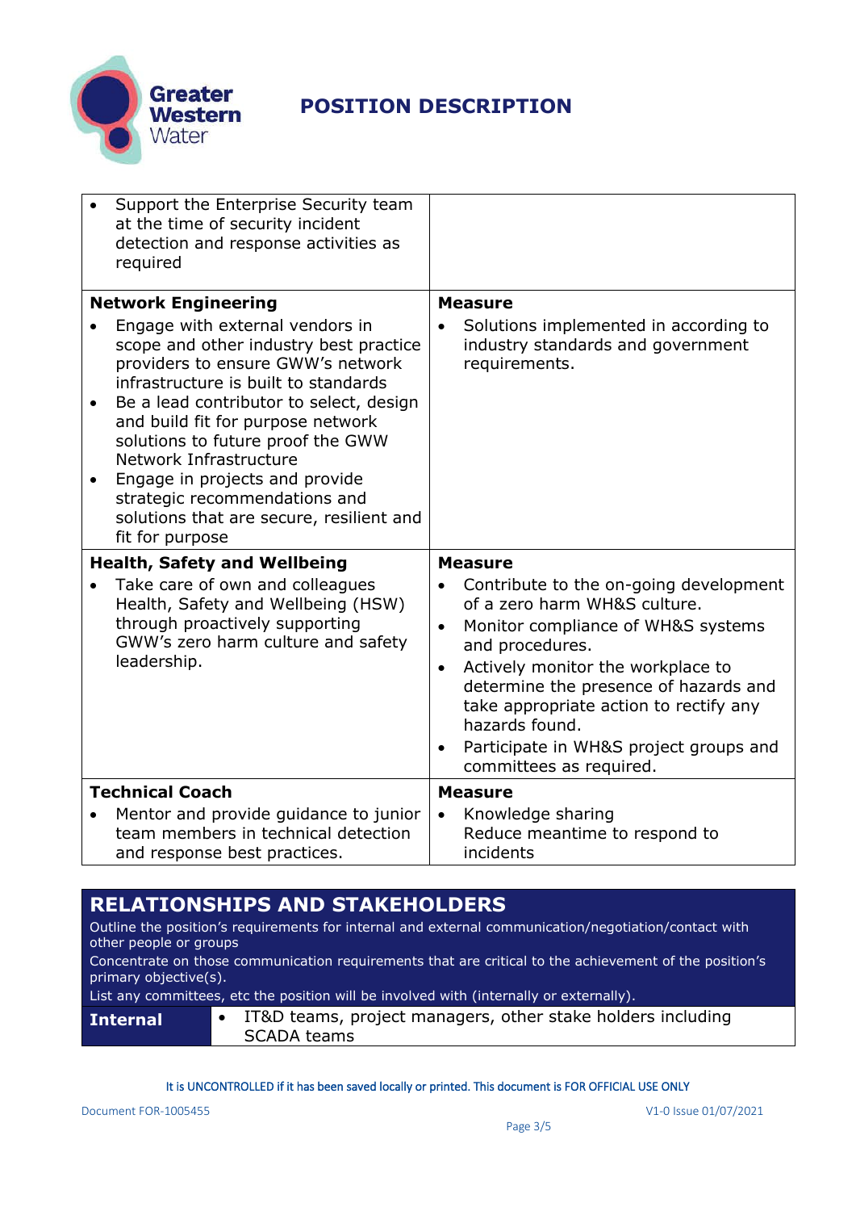# POSITION DESCRIPTION

| | |
|---|---|
| • Support the Enterprise Security team at the time of security incident detection and response activities as required | |
| **Network Engineering**<br>• Engage with external vendors in scope and other industry best practice providers to ensure GWW's network infrastructure is built to standards<br>• Be a lead contributor to select, design and build fit for purpose network solutions to future proof the GWW Network Infrastructure<br>• Engage in projects and provide strategic recommendations and solutions that are secure, resilient and fit for purpose | **Measure**<br>• Solutions implemented in according to industry standards and government requirements. |
| **Health, Safety and Wellbeing**<br>• Take care of own and colleagues Health, Safety and Wellbeing (HSW) through proactively supporting GWW's zero harm culture and safety leadership. | **Measure**<br>• Contribute to the on-going development of a zero harm WH&S culture.<br>• Monitor compliance of WH&S systems and procedures.<br>• Actively monitor the workplace to determine the presence of hazards and take appropriate action to rectify any hazards found.<br>• Participate in WH&S project groups and committees as required. |
| **Technical Coach**<br>• Mentor and provide guidance to junior team members in technical detection and response best practices. | **Measure**<br>• Knowledge sharing<br>Reduce meantime to respond to incidents |

## RELATIONSHIPS AND STAKEHOLDERS

Outline the position's requirements for internal and external communication/negotiation/contact with other people or groups

Concentrate on those communication requirements that are critical to the achievement of the position's primary objective(s).

List any committees, etc the position will be involved with (internally or externally).

| | |
|---|---|
| **Internal** | • IT&D teams, project managers, other stake holders including SCADA teams |

It is UNCONTROLLED if it has been saved locally or printed. This document is FOR OFFICIAL USE ONLY

Document FOR-1005455 V1-0 Issue 01/07/2021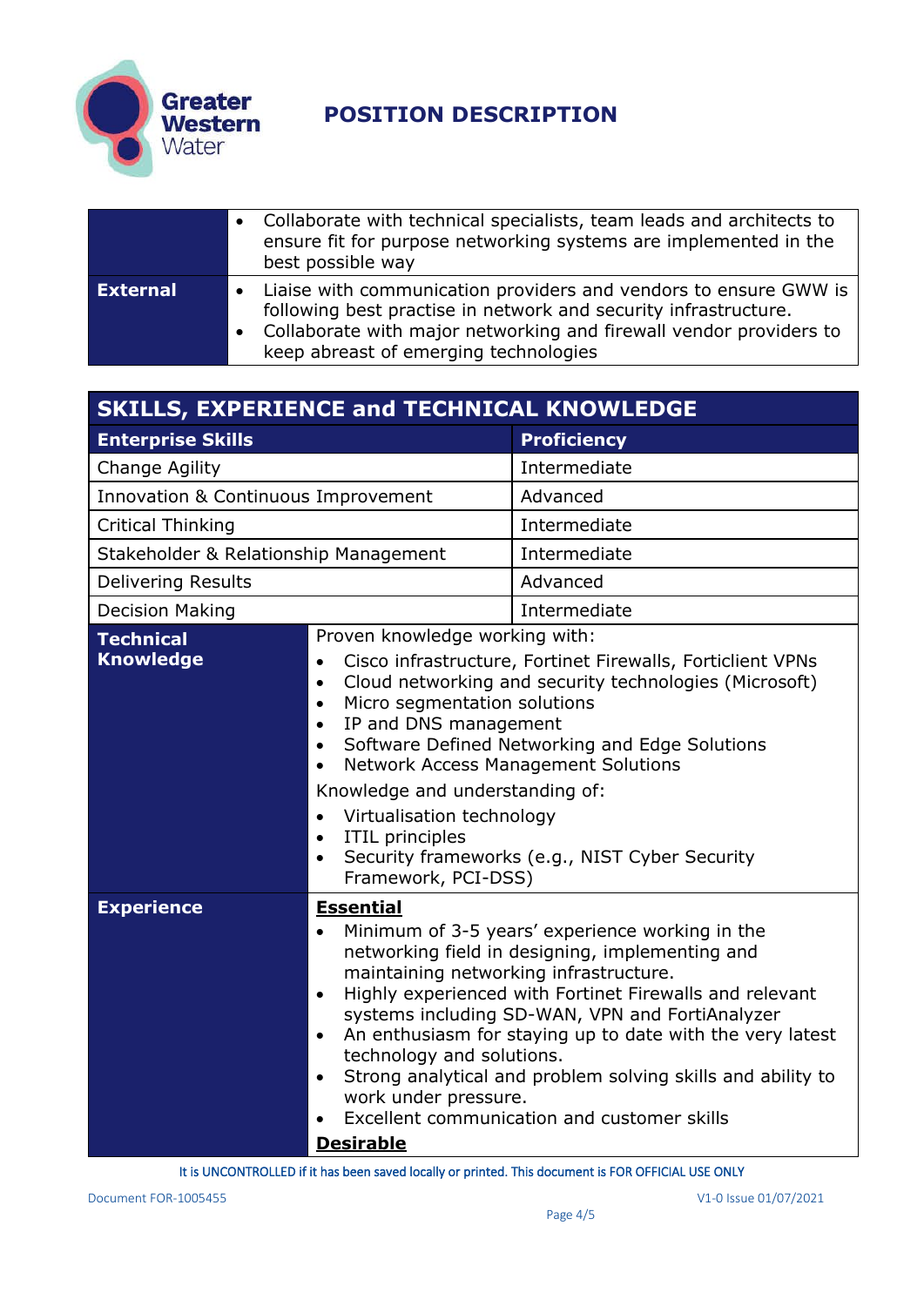# POSITION DESCRIPTION

| | |
|---|---|
| | • Collaborate with technical specialists, team leads and architects to ensure fit for purpose networking systems are implemented in the best possible way |
| **External** | • Liaise with communication providers and vendors to ensure GWW is following best practise in network and security infrastructure.<br>• Collaborate with major networking and firewall vendor providers to keep abreast of emerging technologies |

## SKILLS, EXPERIENCE and TECHNICAL KNOWLEDGE

| Enterprise Skills | Proficiency |
|---|---|
| Change Agility | Intermediate |
| Innovation & Continuous Improvement | Advanced |
| Critical Thinking | Intermediate |
| Stakeholder & Relationship Management | Intermediate |
| Delivering Results | Advanced |
| Decision Making | Intermediate |

| | |
|---|---|
| **Technical Knowledge** | Proven knowledge working with:<br>• Cisco infrastructure, Fortinet Firewalls, Forticlient VPNs<br>• Cloud networking and security technologies (Microsoft)<br>• Micro segmentation solutions<br>• IP and DNS management<br>• Software Defined Networking and Edge Solutions<br>• Network Access Management Solutions<br>Knowledge and understanding of:<br>• Virtualisation technology<br>• ITIL principles<br>• Security frameworks (e.g., NIST Cyber Security Framework, PCI-DSS) |
| **Experience** | **Essential**<br>• Minimum of 3-5 years' experience working in the networking field in designing, implementing and maintaining networking infrastructure.<br>• Highly experienced with Fortinet Firewalls and relevant systems including SD-WAN, VPN and FortiAnalyzer<br>• An enthusiasm for staying up to date with the very latest technology and solutions.<br>• Strong analytical and problem solving skills and ability to work under pressure.<br>• Excellent communication and customer skills<br>**Desirable** |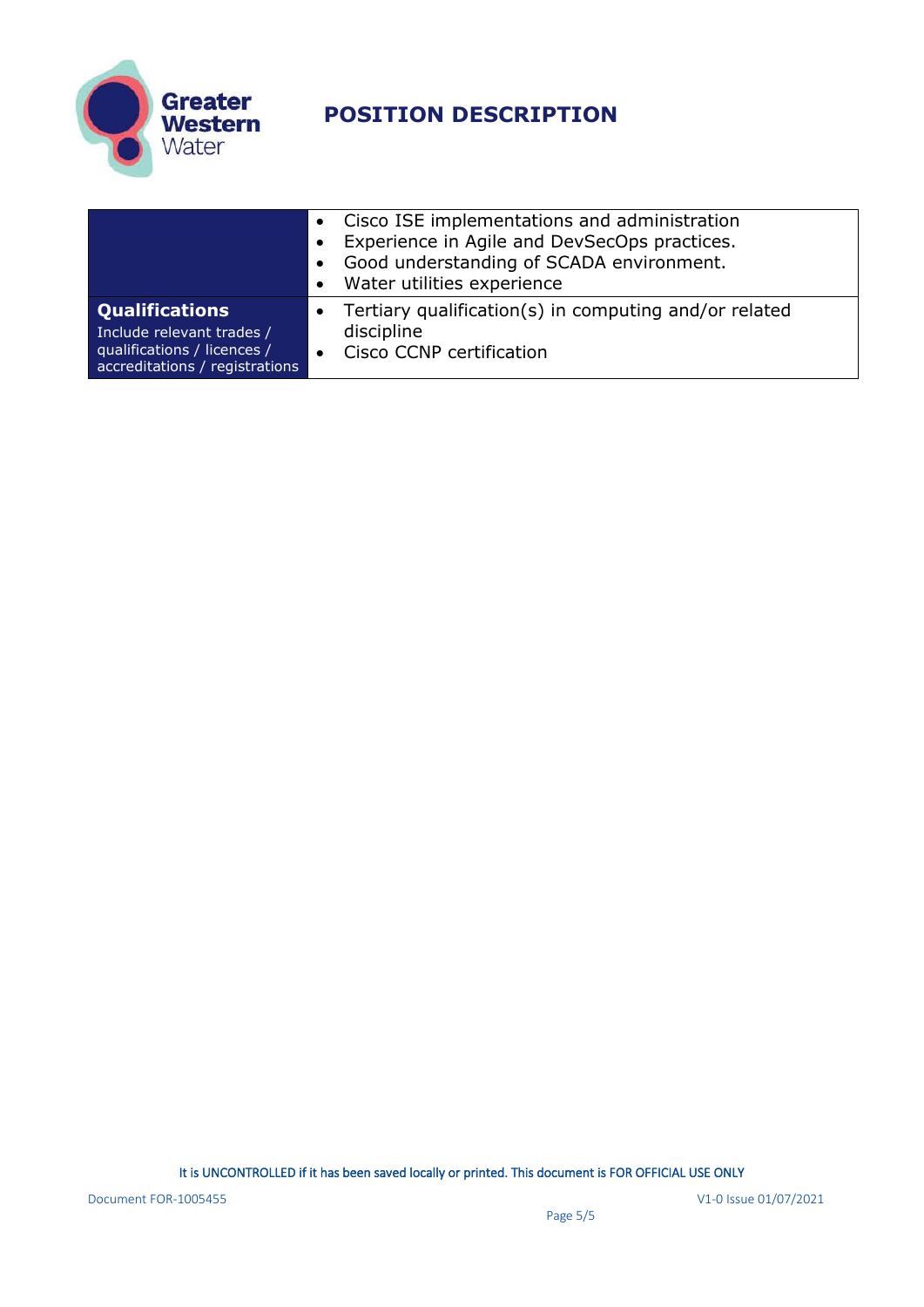# POSITION DESCRIPTION

| | |
|---|---|
| | • Cisco ISE implementations and administration<br>• Experience in Agile and DevSecOps practices.<br>• Good understanding of SCADA environment.<br>• Water utilities experience |
| **Qualifications**<br>Include relevant trades / qualifications / licences / accreditations / registrations | • Tertiary qualification(s) in computing and/or related discipline<br>• Cisco CCNP certification |

It is UNCONTROLLED if it has been saved locally or printed. This document is FOR OFFICIAL USE ONLY

Document FOR-1005455 V1-0 Issue 01/07/2021